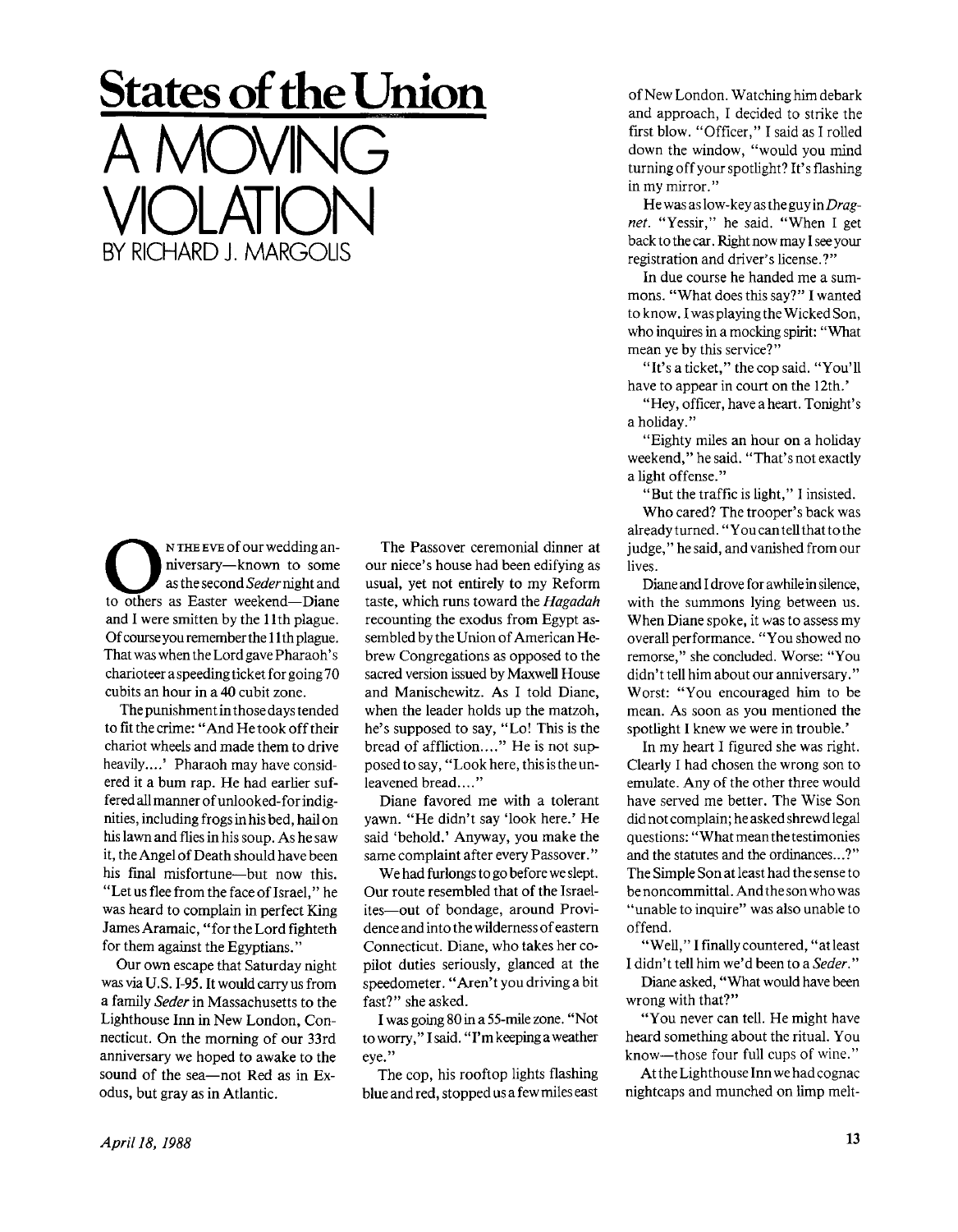# States of the Union

# A MOVING VIOLATION

BY RICHARD J. MARGOLIS

On the eve of our wedding anniversary—known to some as the second *Seder* night and to others as Easter weekend—Diane and I were smitten by the 11th plague. Of course you remember the 11th plague. That was when the Lord gave Pharaoh's charioteer a speeding ticket for going 70 cubits an hour in a 40 cubit zone.

The punishment in those days tended to fit the crime: "And He took off their chariot wheels and made them to drive heavily....' Pharaoh may have considered it a bum rap. He had earlier suffered all manner of unlooked-for indignities, including frogs in his bed, hail on his lawn and flies in his soup. As he saw it, the Angel of Death should have been his final misfortune—but now this. "Let us flee from the face of Israel," he was heard to complain in perfect King James Aramaic, "for the Lord fighteth for them against the Egyptians."

Our own escape that Saturday night was via U.S. I-95. It would carry us from a family *Seder* in Massachusetts to the Lighthouse Inn in New London, Connecticut. On the morning of our 33rd anniversary we hoped to awake to the sound of the sea—not Red as in Exodus, but gray as in Atlantic.

The Passover ceremonial dinner at our niece's house had been edifying as usual, yet not entirely to my Reform taste, which runs toward the *Hagadah* recounting the exodus from Egypt assembled by the Union of American Hebrew Congregations as opposed to the sacred version issued by Maxwell House and Manischewitz. As I told Diane, when the leader holds up the matzoh, he's supposed to say, "Lo! This is the bread of affliction...." He is not supposed to say, "Look here, this is the unleavened bread...."

Diane favored me with a tolerant yawn. "He didn't say 'look here.' He said 'behold.' Anyway, you make the same complaint after every Passover."

We had furlongs to go before we slept. Our route resembled that of the Israelites—out of bondage, around Providence and into the wilderness of eastern Connecticut. Diane, who takes her copilot duties seriously, glanced at the speedometer. "Aren't you driving a bit fast?" she asked.

I was going 80 in a 55-mile zone. "Not to worry," I said. "I'm keeping a weather eye."

The cop, his rooftop lights flashing blue and red, stopped us a few miles east of New London. Watching him debark and approach, I decided to strike the first blow. "Officer," I said as I rolled down the window, "would you mind turning off your spotlight? It's flashing in my mirror."

He was as low-key as the guy in *Dragnet*. "Yessir," he said. "When I get back to the car. Right now may I see your registration and driver's license.?"

In due course he handed me a summons. "What does this say?" I wanted to know. I was playing the Wicked Son, who inquires in a mocking spirit: "What mean ye by this service?"

"It's a ticket," the cop said. "You'll have to appear in court on the 12th.'

"Hey, officer, have a heart. Tonight's a holiday."

"Eighty miles an hour on a holiday weekend," he said. "That's not exactly a light offense."

"But the traffic is light," I insisted.

Who cared? The trooper's back was already turned. "You can tell that to the judge," he said, and vanished from our lives.

Diane and I drove for awhile in silence, with the summons lying between us. When Diane spoke, it was to assess my overall performance. "You showed no remorse," she concluded. Worse: "You didn't tell him about our anniversary." Worst: "You encouraged him to be mean. As soon as you mentioned the spotlight I knew we were in trouble.'

In my heart I figured she was right. Clearly I had chosen the wrong son to emulate. Any of the other three would have served me better. The Wise Son did not complain; he asked shrewd legal questions: "What mean the testimonies and the statutes and the ordinances...?" The Simple Son at least had the sense to be noncommittal. And the son who was "unable to inquire" was also unable to offend.

"Well," I finally countered, "at least I didn't tell him we'd been to a *Seder*."

Diane asked, "What would have been wrong with that?"

"You never can tell. He might have heard something about the ritual. You know—those four full cups of wine."

At the Lighthouse Inn we had cognac nightcaps and munched on limp melt-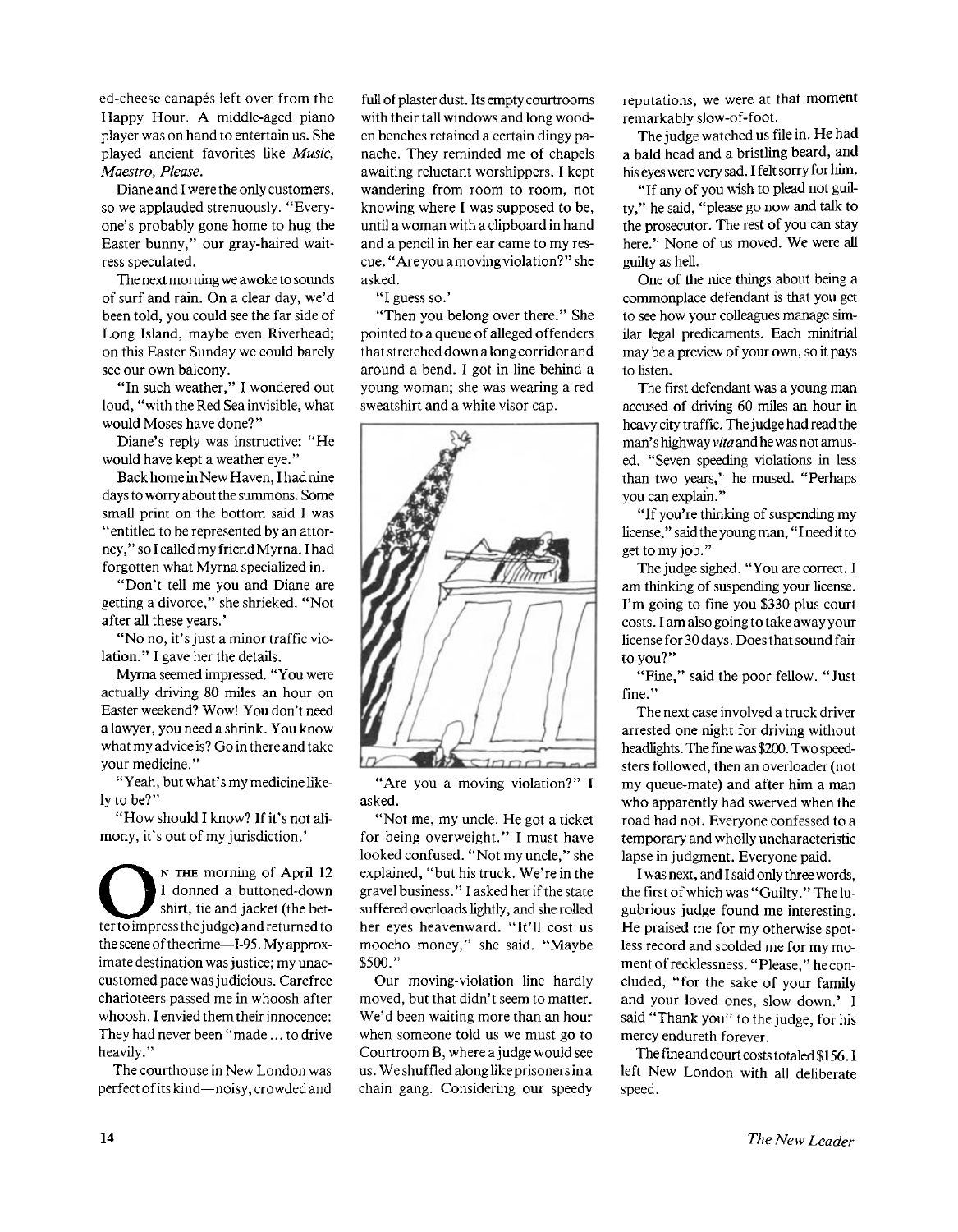ed-cheese canapés left over from the Happy Hour. A middle-aged piano player was on hand to entertain us. She played ancient favorites like *Music, Maestro, Please.*

Diane and I were the only customers, so we applauded strenuously. "Everyone's probably gone home to hug the Easter bunny," our gray-haired waitress speculated.

The next morning we awoke to sounds of surf and rain. On a clear day, we'd been told, you could see the far side of Long Island, maybe even Riverhead; on this Easter Sunday we could barely see our own balcony.

"In such weather," I wondered out loud, "with the Red Sea invisible, what would Moses have done?"

Diane's reply was instructive: "He would have kept a weather eye."

Back home in New Haven, I had nine days to worry about the summons. Some small print on the bottom said I was "entitled to be represented by an attorney," so I called my friend Myrna. I had forgotten what Myrna specialized in.

"Don't tell me you and Diane are getting a divorce," she shrieked. "Not after all these years.'

"No no, it's just a minor traffic violation." I gave her the details.

Myrna seemed impressed. "You were actually driving 80 miles an hour on Easter weekend? Wow! You don't need a lawyer, you need a shrink. You know what my advice is? Go in there and take your medicine."

"Yeah, but what's my medicine likely to be?"

"How should I know? If it's not alimony, it's out of my jurisdiction.'

On the morning of April 12 I donned a buttoned-down shirt, tie and jacket (the better to impress the judge) and returned to the scene of the crime—I-95. My approximate destination was justice; my unaccustomed pace was judicious. Carefree charioteers passed me in whoosh after whoosh. I envied them their innocence: They had never been "made ... to drive heavily."

The courthouse in New London was perfect of its kind—noisy, crowded and full of plaster dust. Its empty courtrooms with their tall windows and long wooden benches retained a certain dingy panache. They reminded me of chapels awaiting reluctant worshippers. I kept wandering from room to room, not knowing where I was supposed to be, until a woman with a clipboard in hand and a pencil in her ear came to my rescue. "Are you a moving violation?" she asked.

"I guess so.'

"Then you belong over there." She pointed to a queue of alleged offenders that stretched down a long corridor and around a bend. I got in line behind a young woman; she was wearing a red sweatshirt and a white visor cap.

"Are you a moving violation?" I asked.

"Not me, my uncle. He got a ticket for being overweight." I must have looked confused. "Not my uncle," she explained, "but his truck. We're in the gravel business." I asked her if the state suffered overloads lightly, and she rolled her eyes heavenward. "It'll cost us moocho money," she said. "Maybe $500."

Our moving-violation line hardly moved, but that didn't seem to matter. We'd been waiting more than an hour when someone told us we must go to Courtroom B, where a judge would see us. We shuffled along like prisoners in a chain gang. Considering our speedy reputations, we were at that moment remarkably slow-of-foot.

The judge watched us file in. He had a bald head and a bristling beard, and his eyes were very sad. I felt sorry for him.

"If any of you wish to plead not guilty," he said, "please go now and talk to the prosecutor. The rest of you can stay here." None of us moved. We were all guilty as hell.

One of the nice things about being a commonplace defendant is that you get to see how your colleagues manage similar legal predicaments. Each minitrial may be a preview of your own, so it pays to listen.

The first defendant was a young man accused of driving 60 miles an hour in heavy city traffic. The judge had read the man's highway *vita* and he was not amused. "Seven speeding violations in less than two years," he mused. "Perhaps you can explain."

"If you're thinking of suspending my license," said the young man, "I need it to get to my job."

The judge sighed. "You are correct. I am thinking of suspending your license. I'm going to fine you $330 plus court costs. I am also going to take away your license for 30 days. Does that sound fair to you?"

"Fine," said the poor fellow. "Just fine."

The next case involved a truck driver arrested one night for driving without headlights. The fine was $200. Two speedsters followed, then an overloader (not my queue-mate) and after him a man who apparently had swerved when the road had not. Everyone confessed to a temporary and wholly uncharacteristic lapse in judgment. Everyone paid.

I was next, and I said only three words, the first of which was "Guilty." The lugubrious judge found me interesting. He praised me for my otherwise spotless record and scolded me for my moment of recklessness. "Please," he concluded, "for the sake of your family and your loved ones, slow down.' I said "Thank you" to the judge, for his mercy endureth forever.

The fine and court costs totaled $156. I left New London with all deliberate speed.